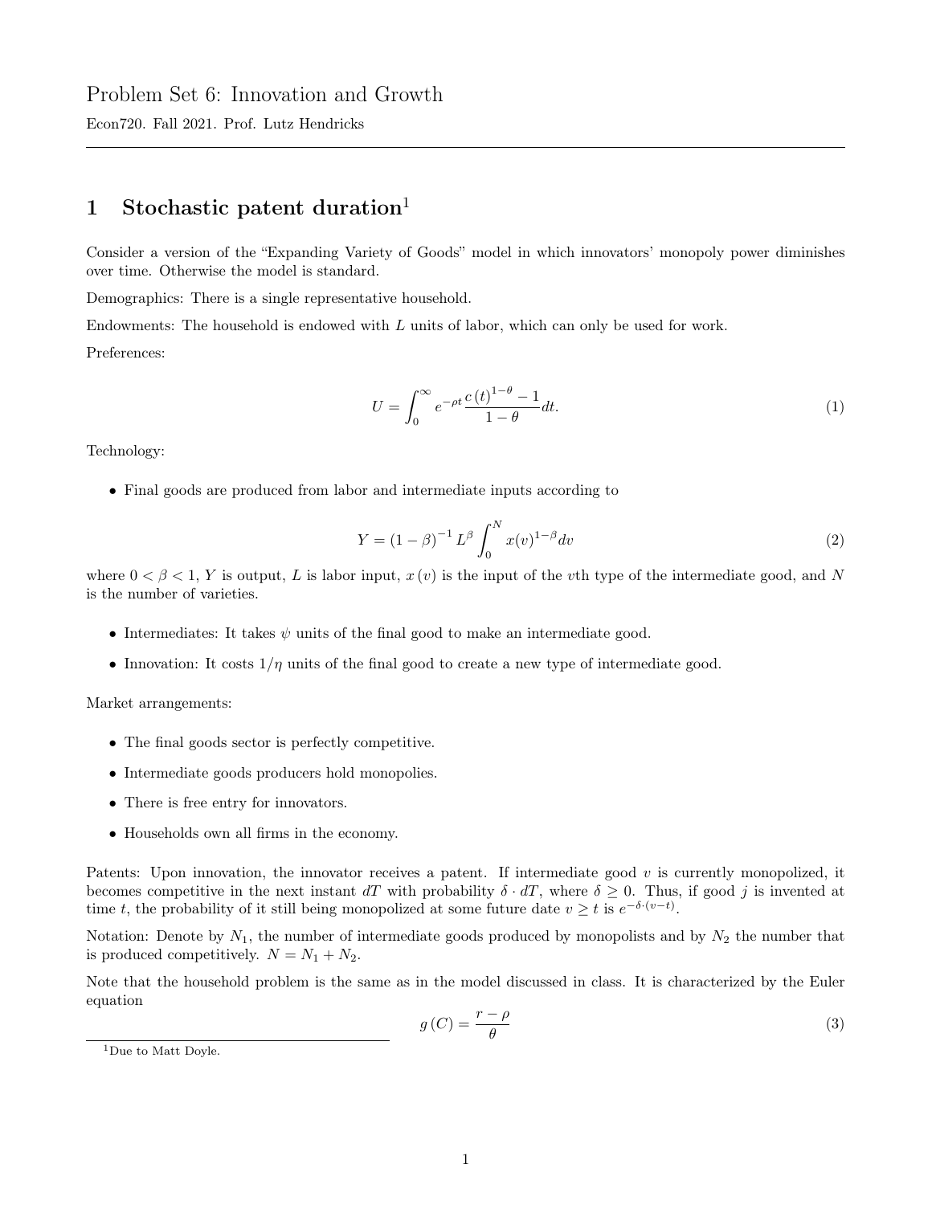# Problem Set 6: Innovation and Growth

Econ720. Fall 2021. Prof. Lutz Hendricks

---

## 1 Stochastic patent duration[1]

Consider a version of the "Expanding Variety of Goods" model in which innovators' monopoly power diminishes over time. Otherwise the model is standard.

Demographics: There is a single representative household.

Endowments: The household is endowed with $L$ units of labor, which can only be used for work.

Preferences:

$$U = \int_0^\infty e^{-\rho t} \frac{c(t)^{1-\theta} - 1}{1-\theta} dt. \tag{1}$$

Technology:

- Final goods are produced from labor and intermediate inputs according to

$$Y = (1-\beta)^{-1} L^\beta \int_0^N x(v)^{1-\beta} dv \tag{2}$$

where $0 < \beta < 1$, $Y$ is output, $L$ is labor input, $x(v)$ is the input of the $v$th type of the intermediate good, and $N$ is the number of varieties.

- Intermediates: It takes $\psi$ units of the final good to make an intermediate good.
- Innovation: It costs $1/\eta$ units of the final good to create a new type of intermediate good.

Market arrangements:

- The final goods sector is perfectly competitive.
- Intermediate goods producers hold monopolies.
- There is free entry for innovators.
- Households own all firms in the economy.

Patents: Upon innovation, the innovator receives a patent. If intermediate good $v$ is currently monopolized, it becomes competitive in the next instant $dT$ with probability $\delta \cdot dT$, where $\delta \geq 0$. Thus, if good $j$ is invented at time $t$, the probability of it still being monopolized at some future date $v \geq t$ is $e^{-\delta \cdot (v-t)}$.

Notation: Denote by $N_1$, the number of intermediate goods produced by monopolists and by $N_2$ the number that is produced competitively. $N = N_1 + N_2$.

Note that the household problem is the same as in the model discussed in class. It is characterized by the Euler equation

$$g(C) = \frac{r-\rho}{\theta} \tag{3}$$

---

[1] Due to Matt Doyle.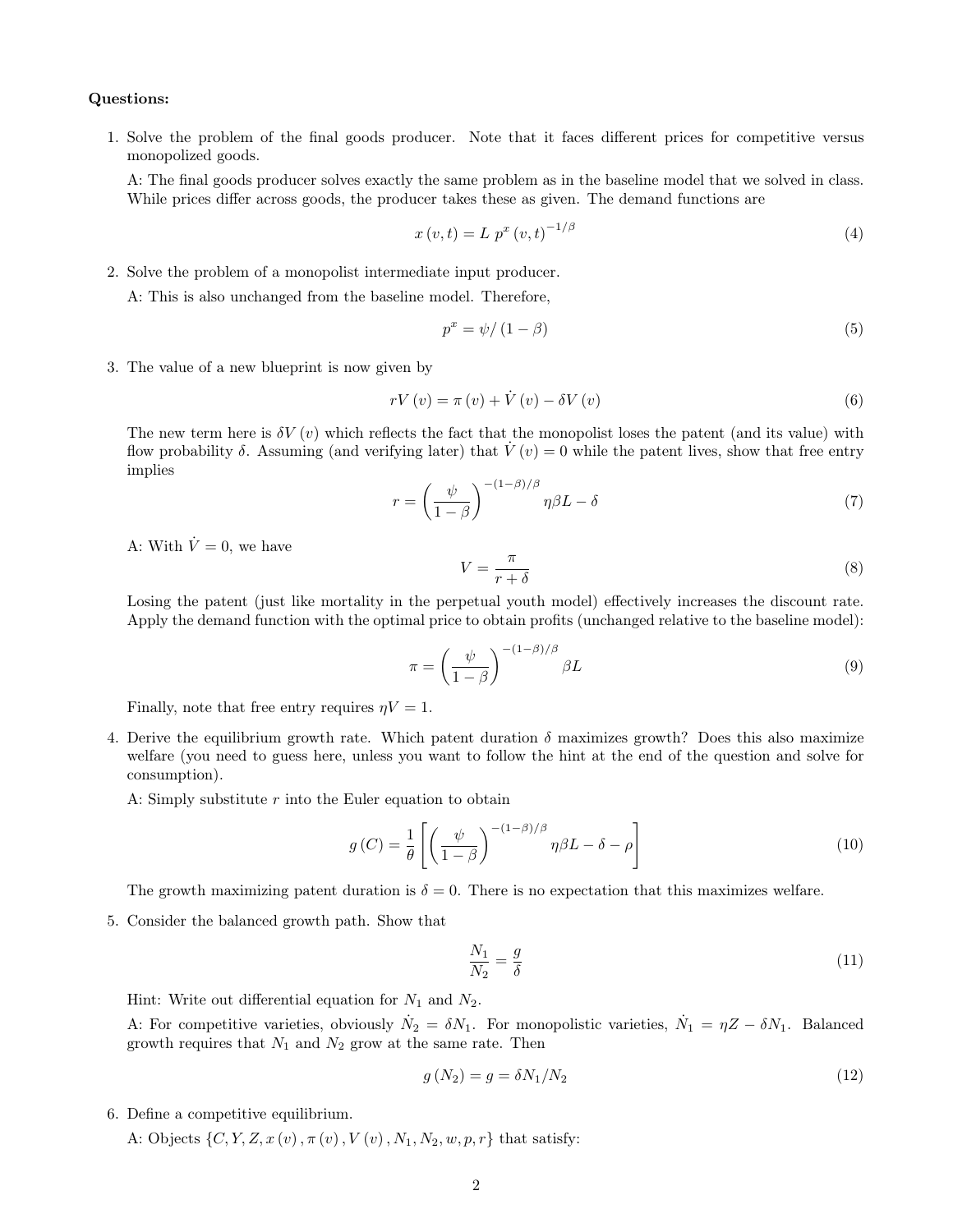**Questions:**

1. Solve the problem of the final goods producer. Note that it faces different prices for competitive versus monopolized goods.

   A: The final goods producer solves exactly the same problem as in the baseline model that we solved in class. While prices differ across goods, the producer takes these as given. The demand functions are

$$x(v,t) = L\ p^x(v,t)^{-1/\beta} \tag{4}$$

2. Solve the problem of a monopolist intermediate input producer.

   A: This is also unchanged from the baseline model. Therefore,

$$p^x = \psi/(1-\beta) \tag{5}$$

3. The value of a new blueprint is now given by

$$rV(v) = \pi(v) + \dot{V}(v) - \delta V(v) \tag{6}$$

   The new term here is $\delta V(v)$ which reflects the fact that the monopolist loses the patent (and its value) with flow probability $\delta$. Assuming (and verifying later) that $\dot{V}(v) = 0$ while the patent lives, show that free entry implies

$$r = \left(\frac{\psi}{1-\beta}\right)^{-(1-\beta)/\beta} \eta\beta L - \delta \tag{7}$$

   A: With $\dot{V} = 0$, we have

$$V = \frac{\pi}{r+\delta} \tag{8}$$

   Losing the patent (just like mortality in the perpetual youth model) effectively increases the discount rate. Apply the demand function with the optimal price to obtain profits (unchanged relative to the baseline model):

$$\pi = \left(\frac{\psi}{1-\beta}\right)^{-(1-\beta)/\beta} \beta L \tag{9}$$

   Finally, note that free entry requires $\eta V = 1$.

4. Derive the equilibrium growth rate. Which patent duration $\delta$ maximizes growth? Does this also maximize welfare (you need to guess here, unless you want to follow the hint at the end of the question and solve for consumption).

   A: Simply substitute $r$ into the Euler equation to obtain

$$g(C) = \frac{1}{\theta}\left[\left(\frac{\psi}{1-\beta}\right)^{-(1-\beta)/\beta} \eta\beta L - \delta - \rho\right] \tag{10}$$

   The growth maximizing patent duration is $\delta = 0$. There is no expectation that this maximizes welfare.

5. Consider the balanced growth path. Show that

$$\frac{N_1}{N_2} = \frac{g}{\delta} \tag{11}$$

   Hint: Write out differential equation for $N_1$ and $N_2$.

   A: For competitive varieties, obviously $\dot{N}_2 = \delta N_1$. For monopolistic varieties, $\dot{N}_1 = \eta Z - \delta N_1$. Balanced growth requires that $N_1$ and $N_2$ grow at the same rate. Then

$$g(N_2) = g = \delta N_1 / N_2 \tag{12}$$

6. Define a competitive equilibrium.

   A: Objects $\{C, Y, Z, x(v), \pi(v), V(v), N_1, N_2, w, p, r\}$ that satisfy: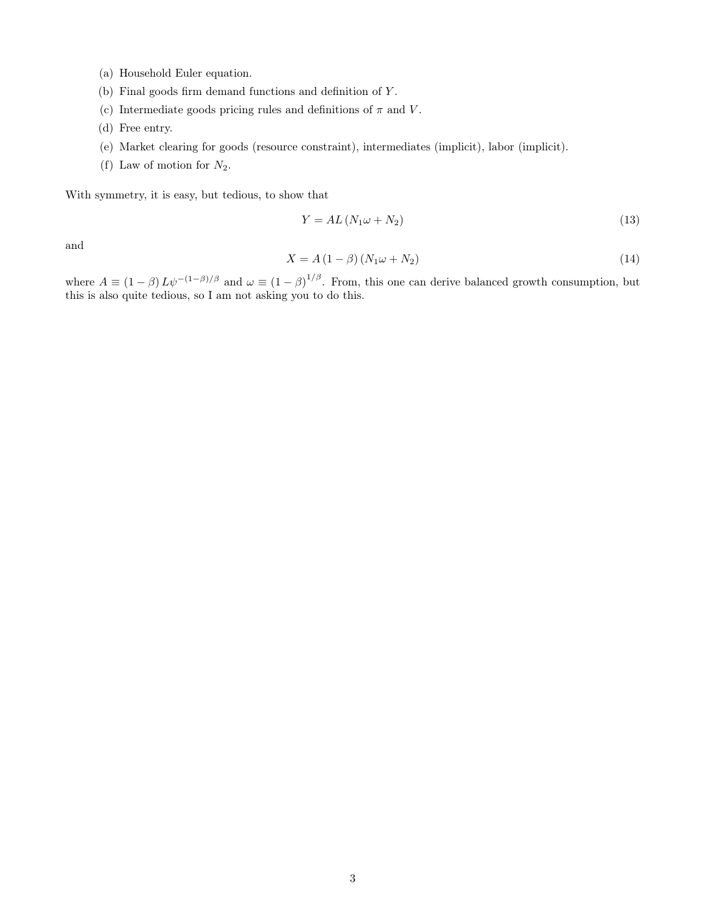(a) Household Euler equation.
(b) Final goods firm demand functions and definition of $Y$.
(c) Intermediate goods pricing rules and definitions of $\pi$ and $V$.
(d) Free entry.
(e) Market clearing for goods (resource constraint), intermediates (implicit), labor (implicit).
(f) Law of motion for $N_2$.

With symmetry, it is easy, but tedious, to show that

$$Y = AL\left(N_1\omega + N_2\right) \tag{13}$$

and

$$X = A\left(1-\beta\right)\left(N_1\omega + N_2\right) \tag{14}$$

where $A \equiv (1-\beta)\,L\psi^{-(1-\beta)/\beta}$ and $\omega \equiv (1-\beta)^{1/\beta}$. From, this one can derive balanced growth consumption, but this is also quite tedious, so I am not asking you to do this.